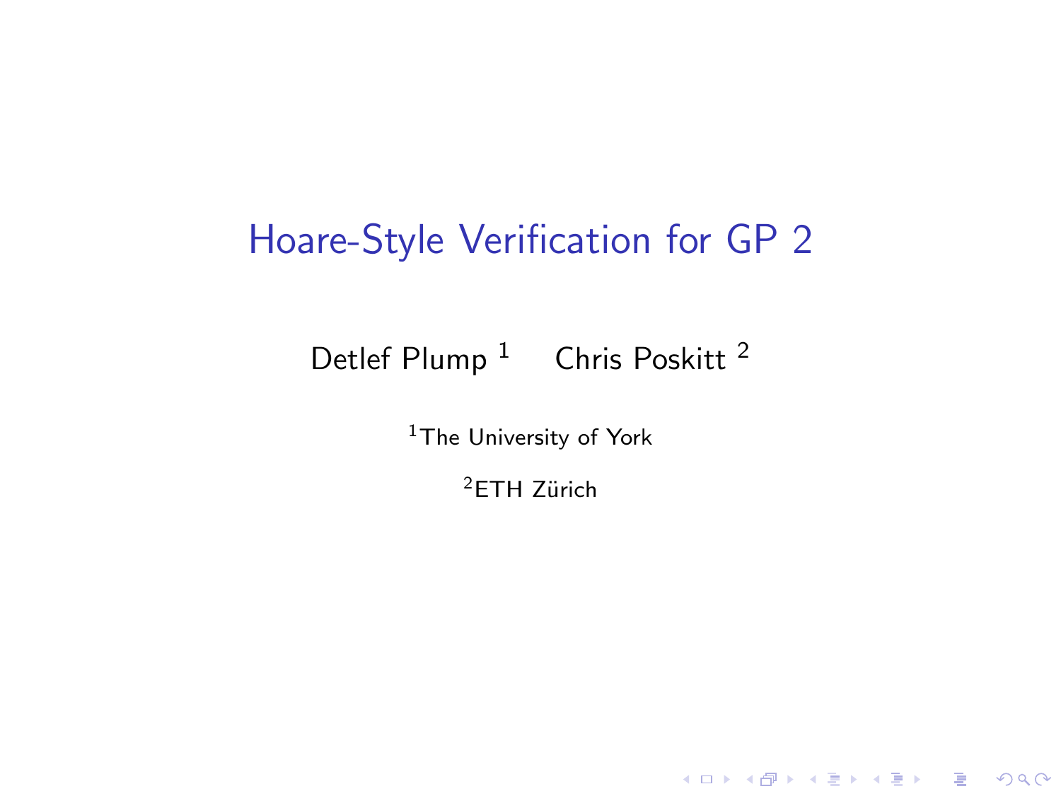# Hoare-Style Verification for GP 2

Detlef Plump [1]   Chris Poskitt [2]

[1]The University of York

[2]ETH Zürich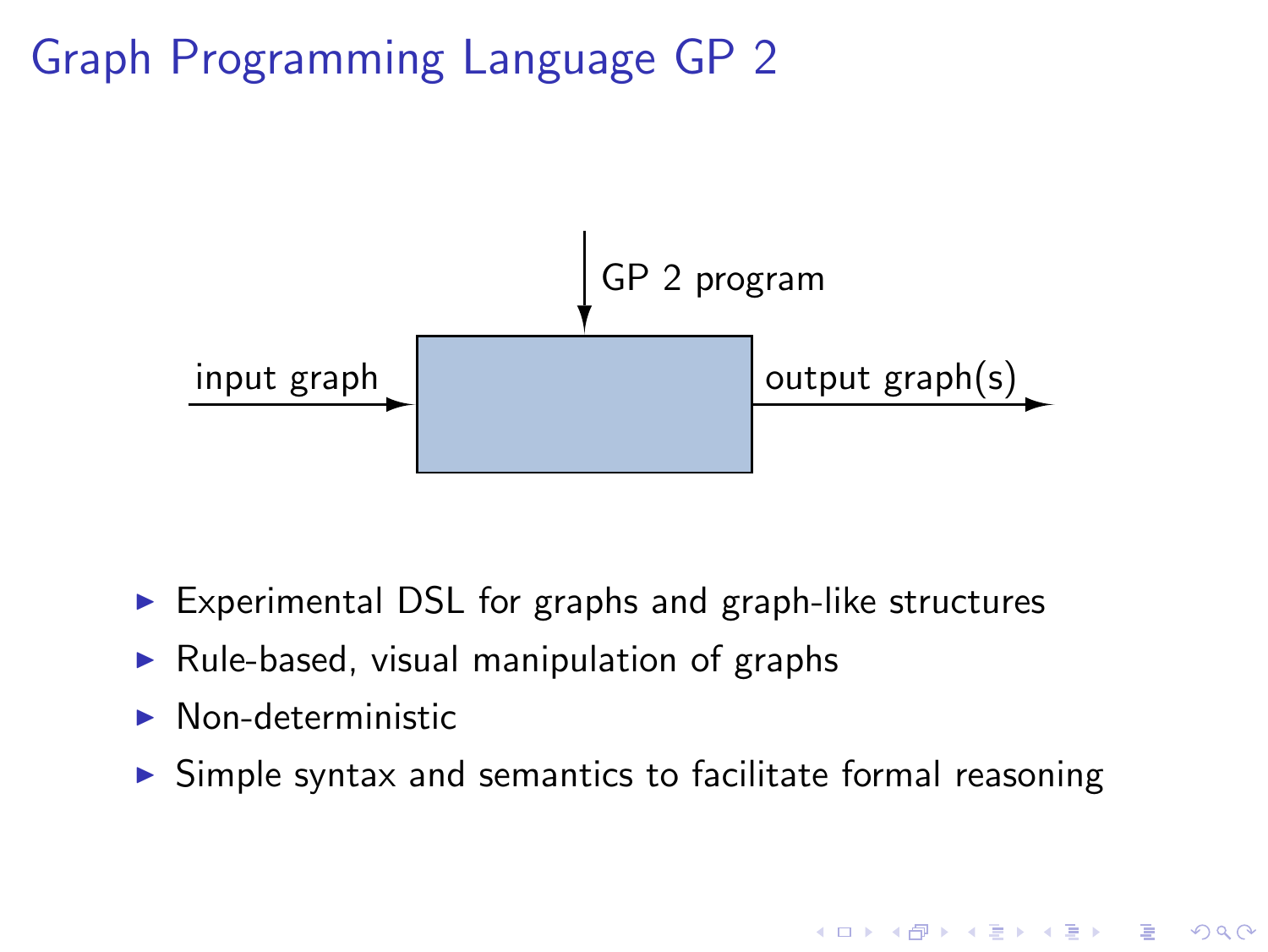# Graph Programming Language GP 2

input graph → [ ] → output graph(s)

GP 2 program ↓

- Experimental DSL for graphs and graph-like structures
- Rule-based, visual manipulation of graphs
- Non-deterministic
- Simple syntax and semantics to facilitate formal reasoning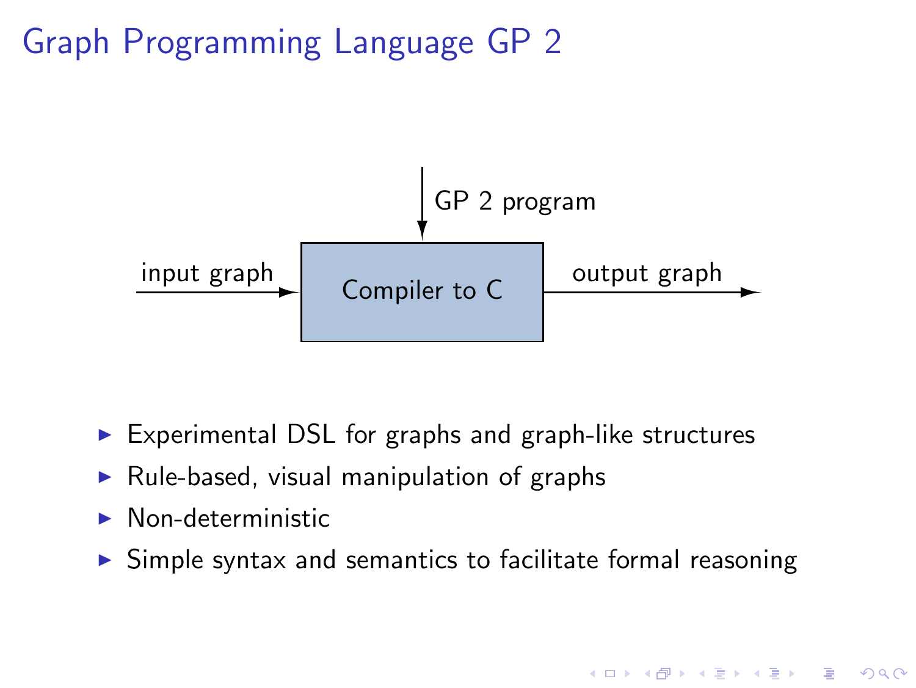# Graph Programming Language GP 2

GP 2 program

input graph → Compiler to C → output graph

- Experimental DSL for graphs and graph-like structures
- Rule-based, visual manipulation of graphs
- Non-deterministic
- Simple syntax and semantics to facilitate formal reasoning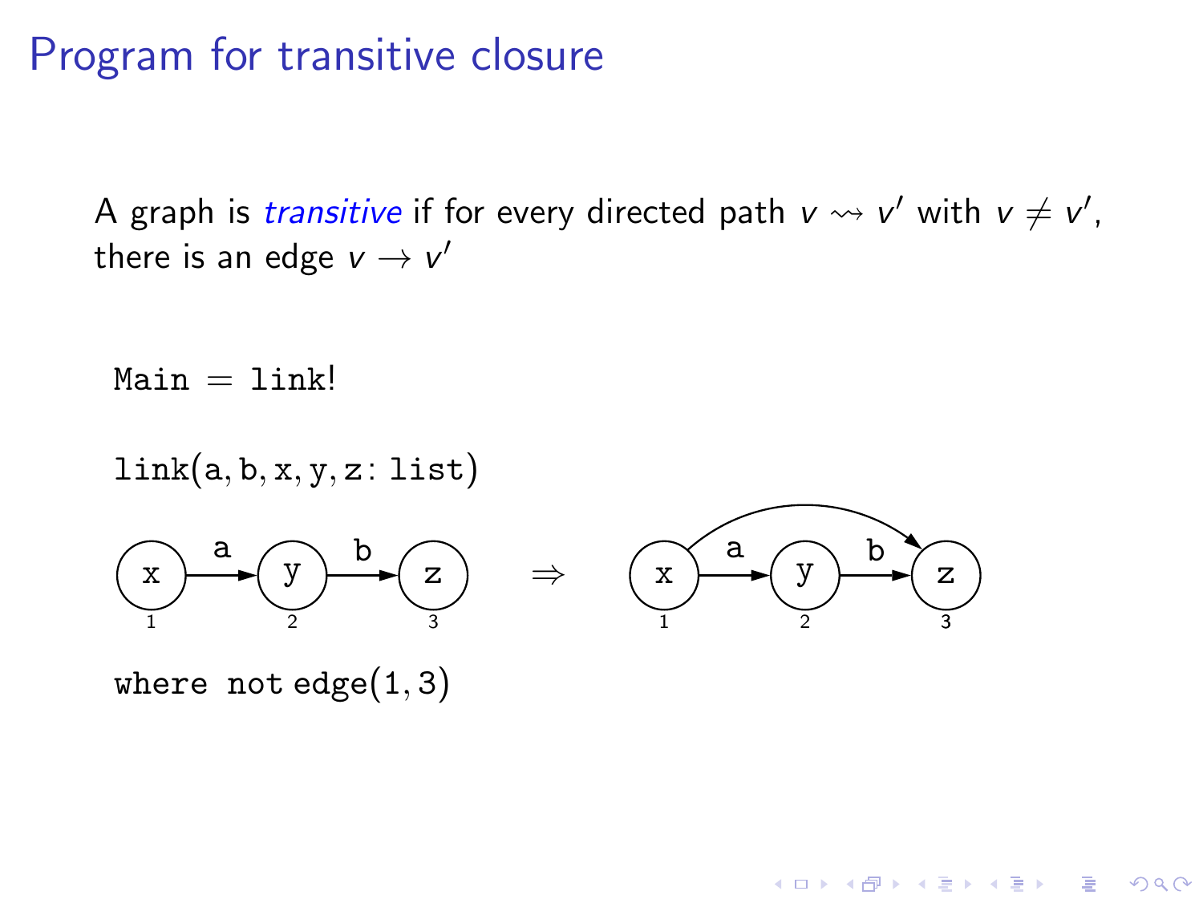# Program for transitive closure

A graph is *transitive* if for every directed path $v \rightsquigarrow v'$ with $v \neq v'$, there is an edge $v \rightarrow v'$

```
Main = link!

link(a, b, x, y, z: list)
```

x (1) —a→ y (2) —b→ z (3)  ⇒  x (1) —a→ y (2) —b→ z (3), with an added edge x → z

```
where not edge(1, 3)
```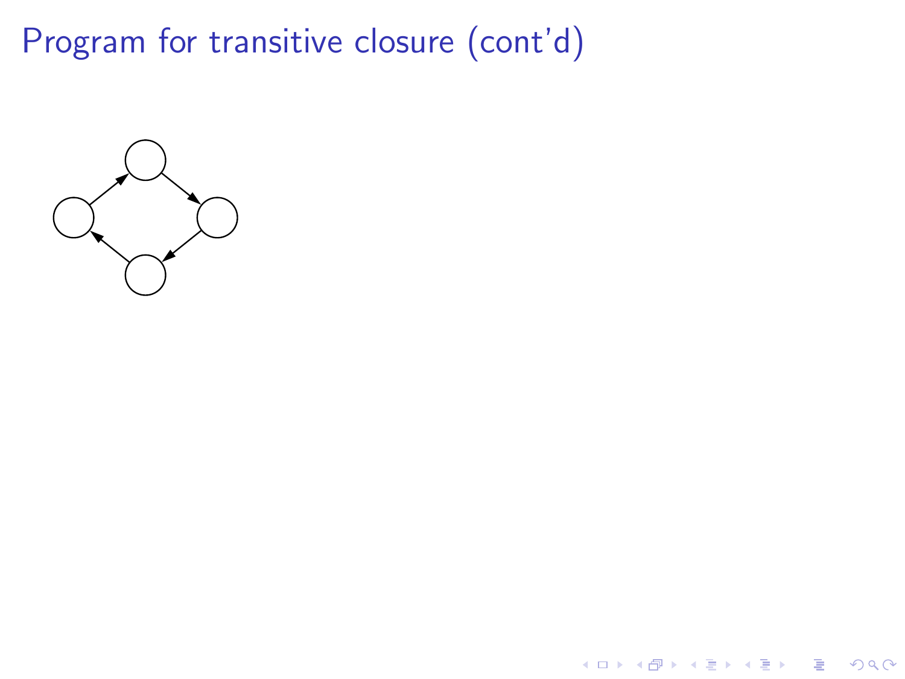# Program for transitive closure (cont'd)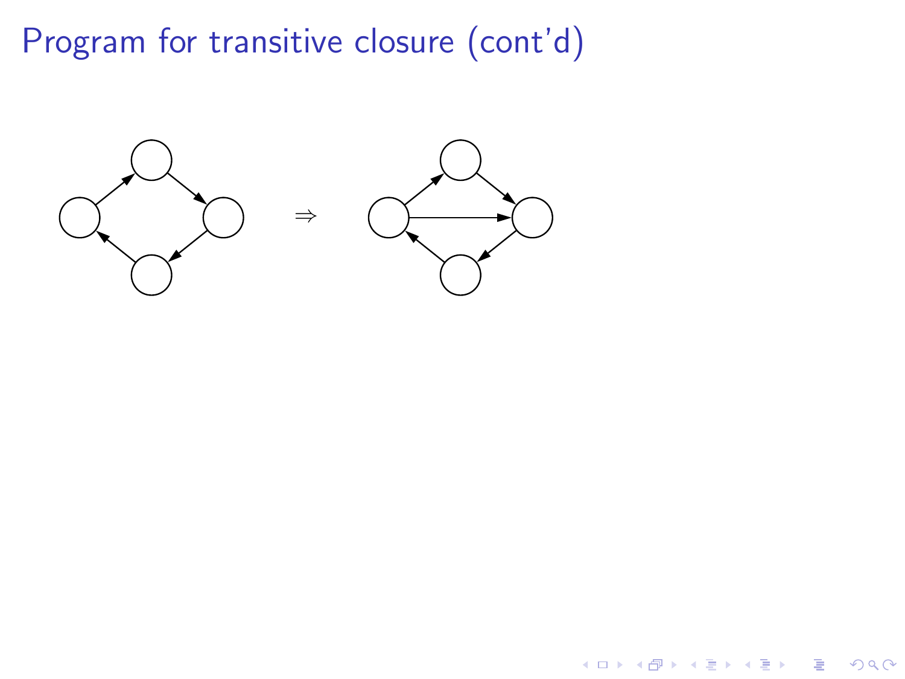# Program for transitive closure (cont'd)

$\Rightarrow$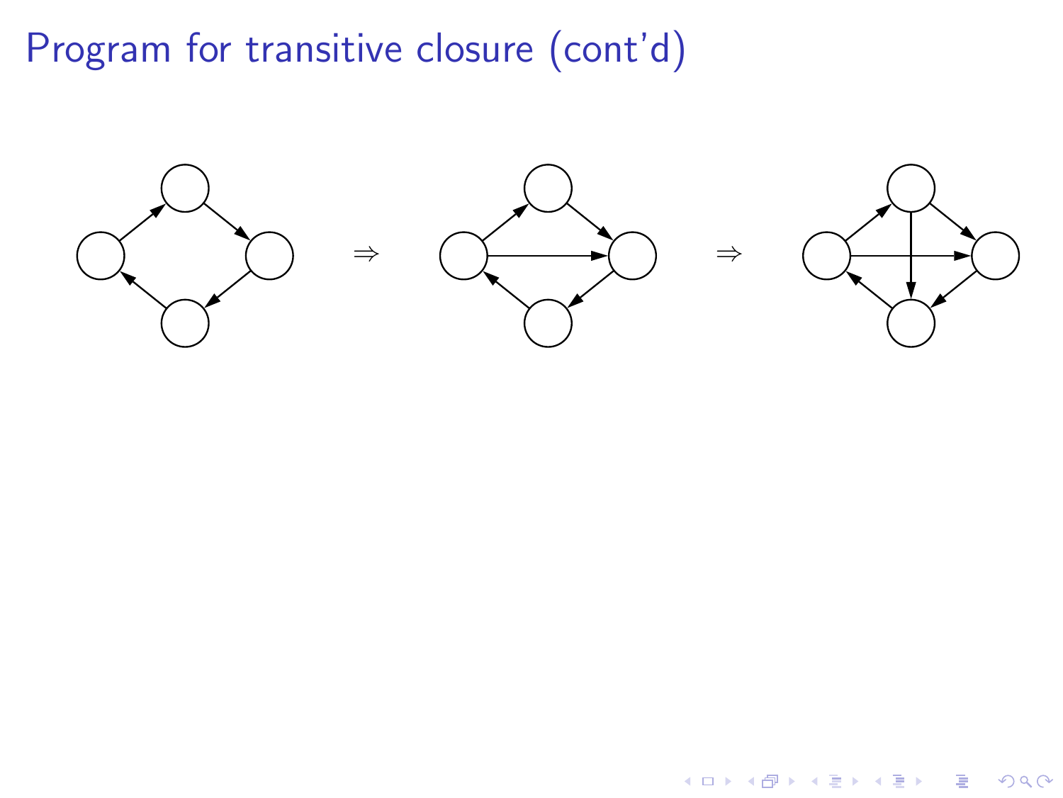# Program for transitive closure (cont'd)

$\Rightarrow$ $\Rightarrow$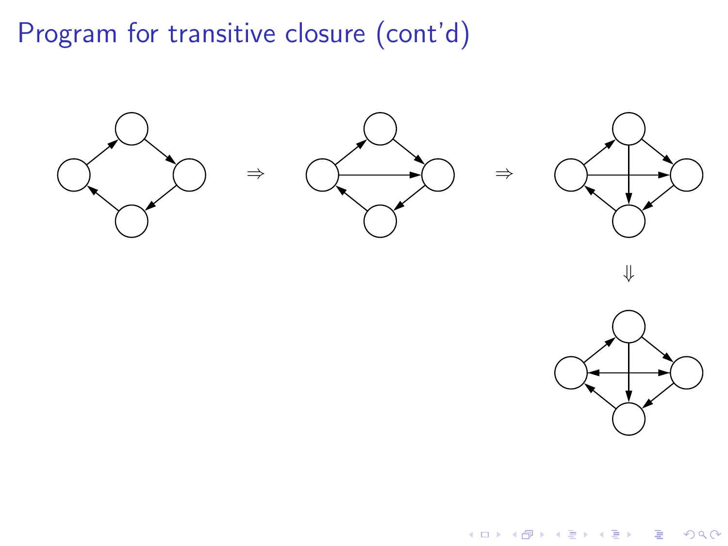# Program for transitive closure (cont'd)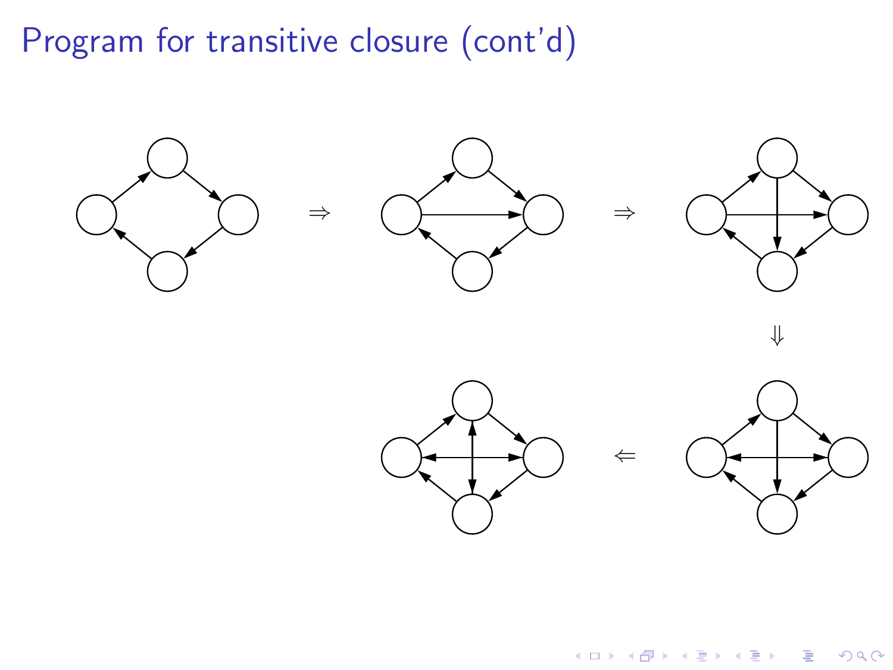# Program for transitive closure (cont'd)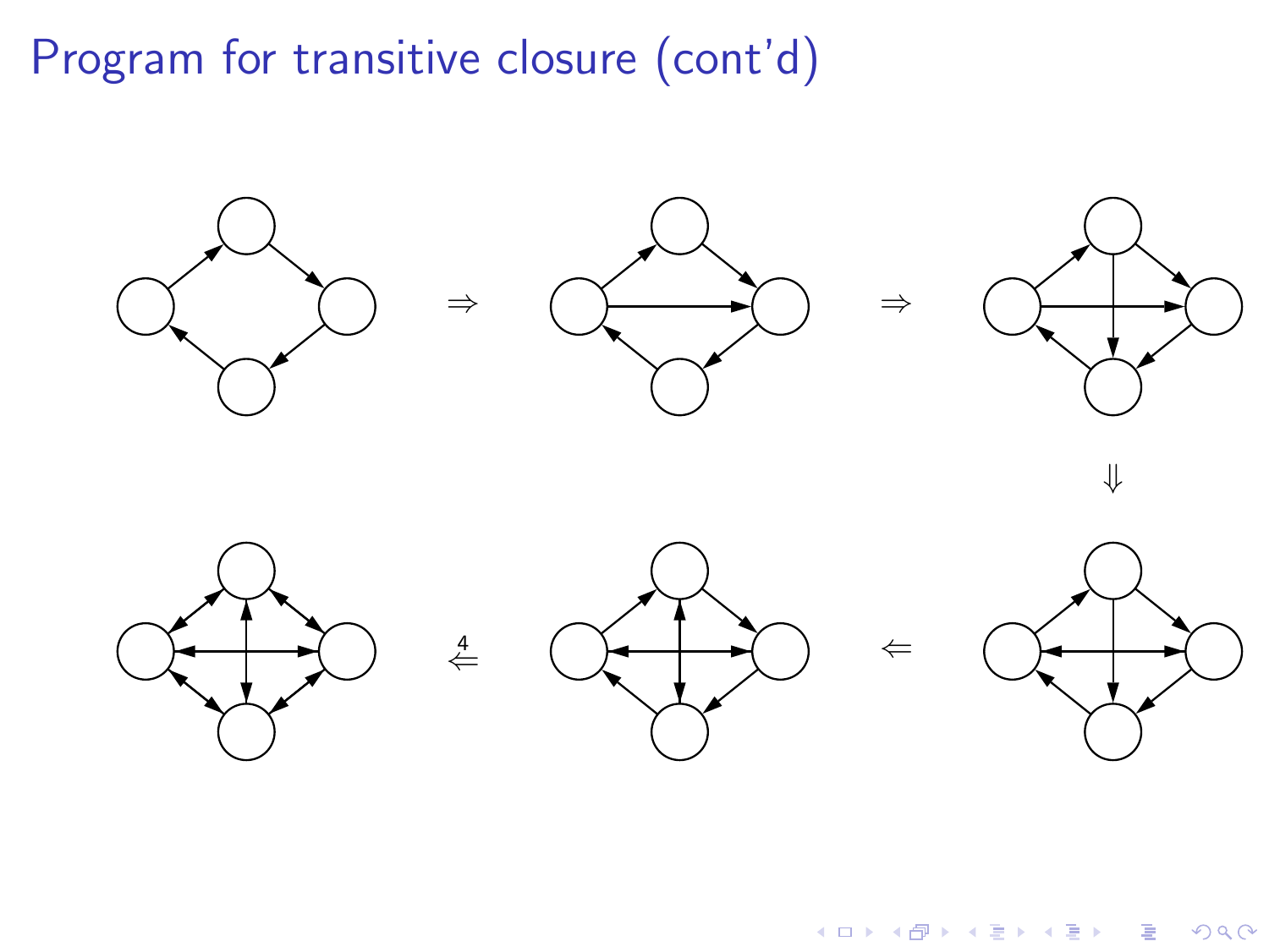# Program for transitive closure (cont'd)

$\Rightarrow$ $\Rightarrow$

$\Downarrow$

$\overset{4}{\Leftarrow}$ $\Leftarrow$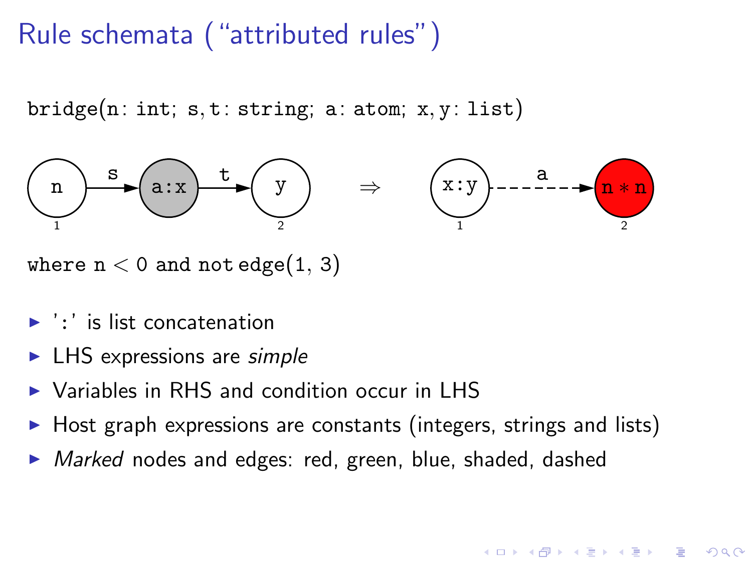# Rule schemata ("attributed rules")

`bridge(n: int; s, t: string; a: atom; x, y: list)`

LHS: node 1 labelled `n` —`s`→ shaded node labelled `a:x` —`t`→ node 2 labelled `y`

$\Rightarrow$

RHS: node 1 labelled `x:y` - - `a` - -→ red node 2 labelled `n * n`

`where n < 0 and not edge(1, 3)`

- ':' is list concatenation
- LHS expressions are *simple*
- Variables in RHS and condition occur in LHS
- Host graph expressions are constants (integers, strings and lists)
- *Marked* nodes and edges: red, green, blue, shaded, dashed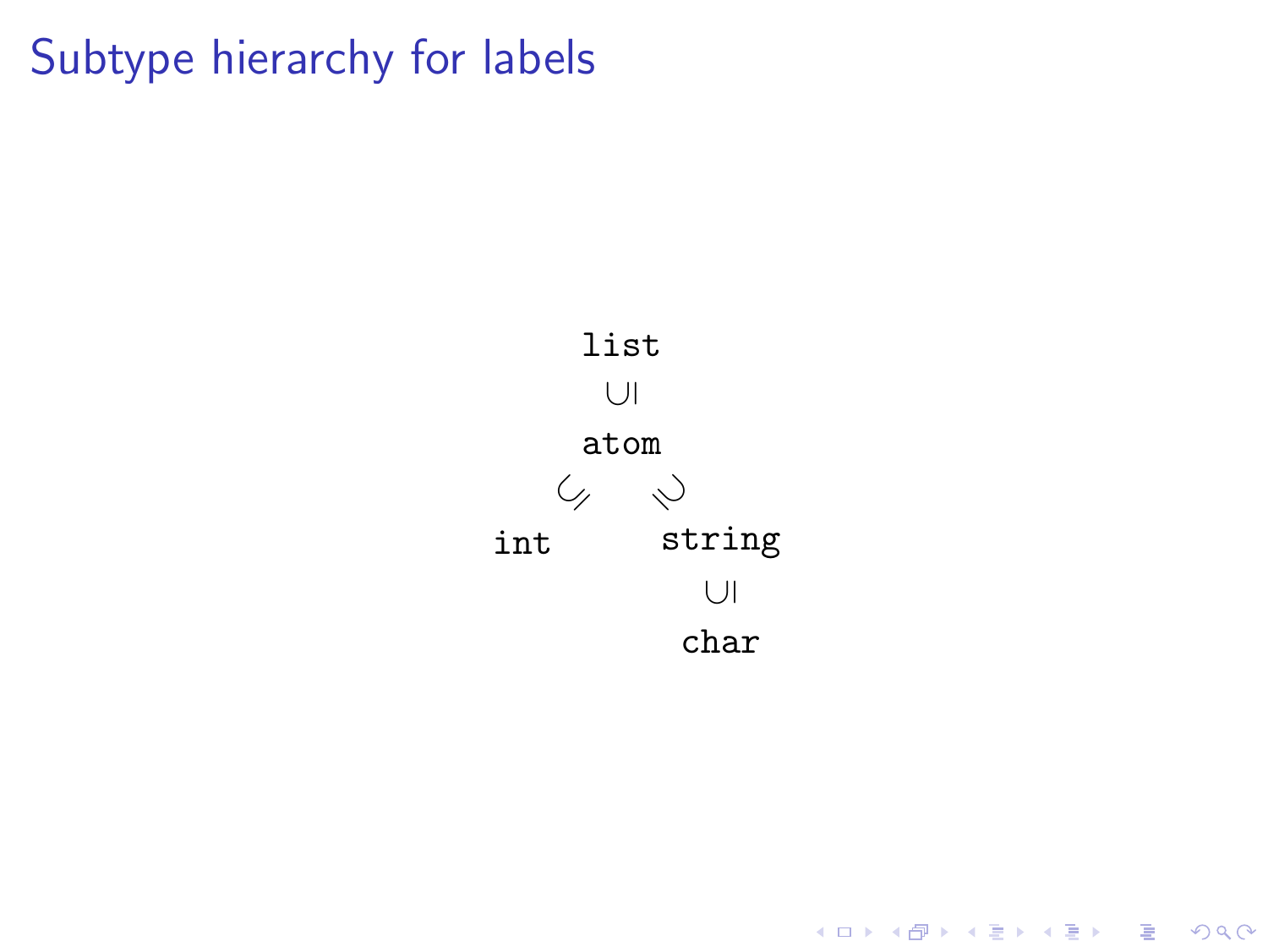# Subtype hierarchy for labels

$$
\begin{array}{ccc}
 & \texttt{list} & \\
 & \cup\!\!| & \\
 & \texttt{atom} & \\
\swarrow & & \searrow \\
\texttt{int} & & \texttt{string} \\
 & & \cup\!\!| \\
 & & \texttt{char}
\end{array}
$$

- $\texttt{list} \supseteq \texttt{atom}$
- $\texttt{atom} \supseteq \texttt{int}$
- $\texttt{atom} \supseteq \texttt{string}$
- $\texttt{string} \supseteq \texttt{char}$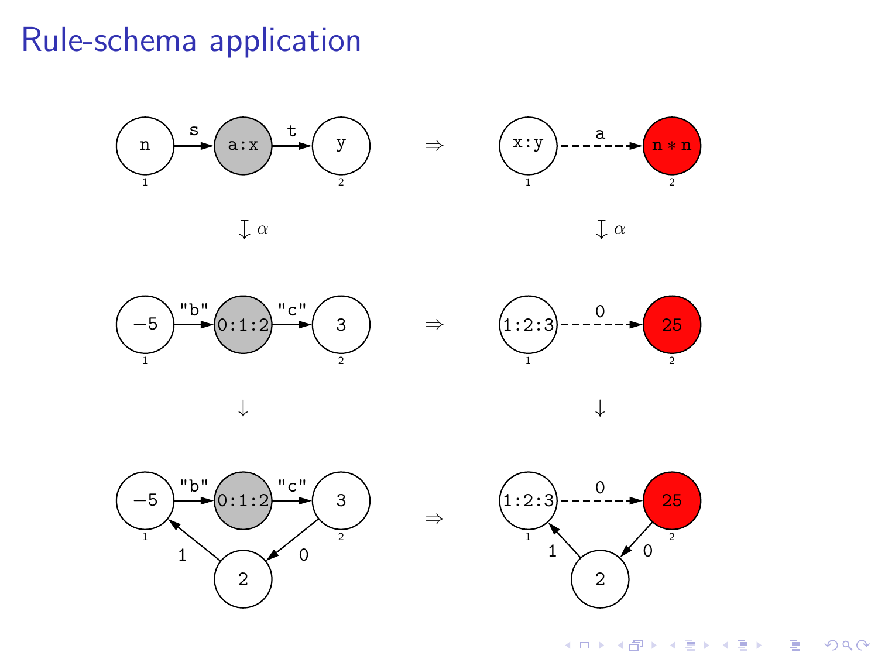# Rule-schema application

n →s→ a:x →t→ y ⇒ x:y ⇢a⇢ n ∗ n

↧ α ↧ α

−5 →"b"→ 0:1:2 →"c"→ 3 ⇒ 1:2:3 ⇢0⇢ 25

↓ ↓

−5 →"b"→ 0:1:2 →"c"→ 3, 2 →1→ −5, 3 →0→ 2 ⇒ 1:2:3 ⇢0⇢ 25, 2 →1→ 1:2:3, 25 →0→ 2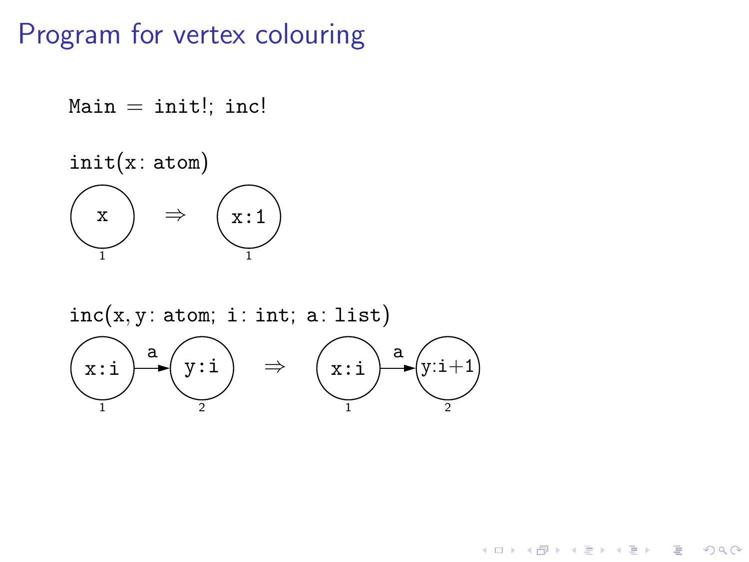# Program for vertex colouring

```
Main = init!; inc!
```

```
init(x: atom)
```

x (node 1) ⇒ x:1 (node 1)

```
inc(x, y: atom; i: int; a: list)
```

x:i (node 1) —a→ y:i (node 2) ⇒ x:i (node 1) —a→ y:i+1 (node 2)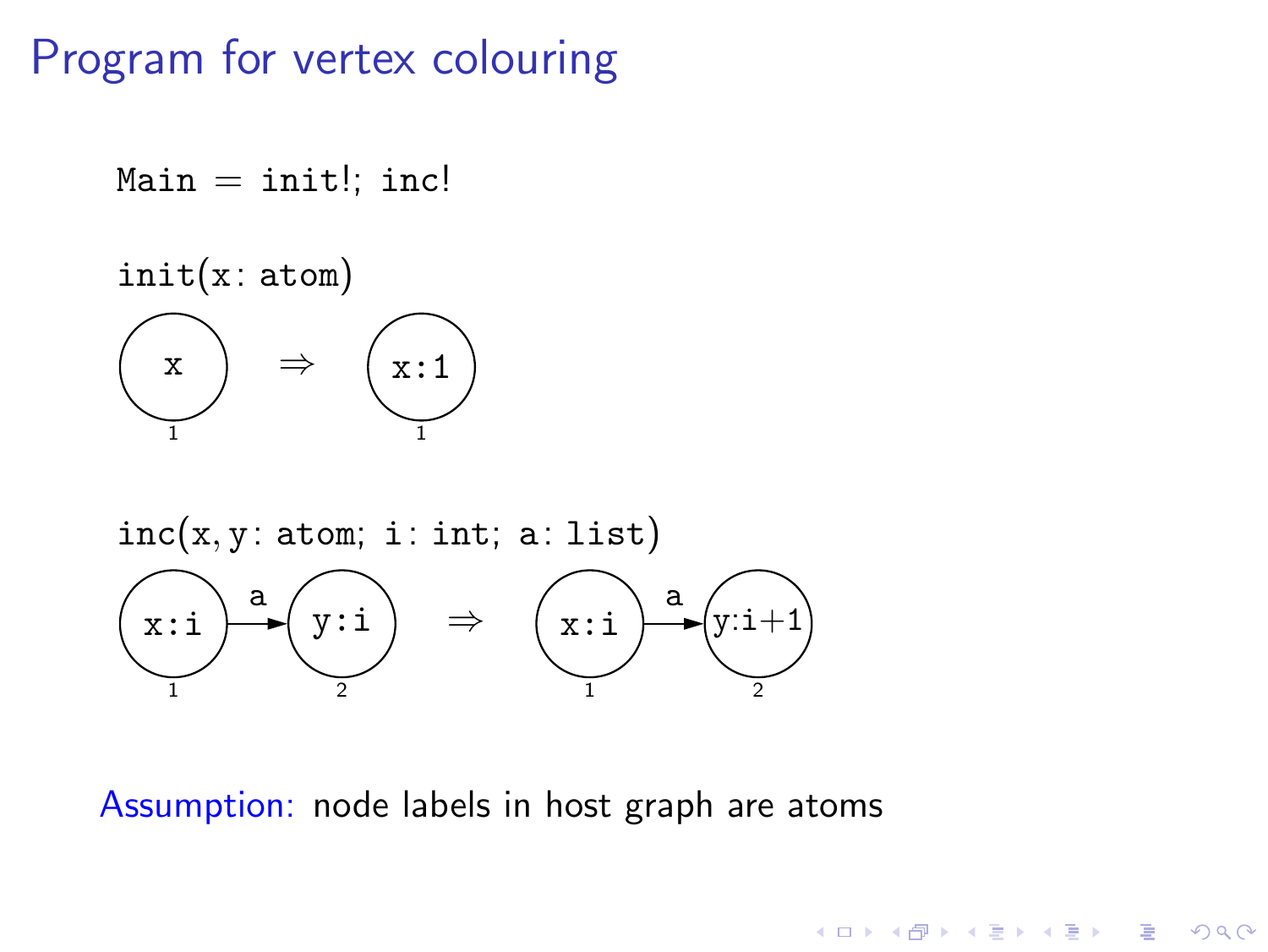# Program for vertex colouring

```
Main = init!; inc!
```

```
init(x: atom)
```

(x) [node 1] ⇒ (x:1) [node 1]

```
inc(x, y: atom; i: int; a: list)
```

(x:i) [node 1] —a→ (y:i) [node 2] ⇒ (x:i) [node 1] —a→ (y:i+1) [node 2]

Assumption: node labels in host graph are atoms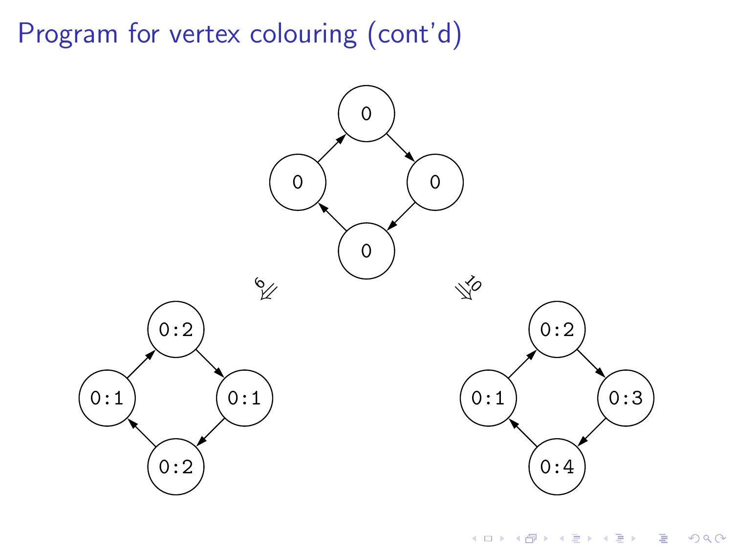# Program for vertex colouring (cont'd)

0

0 0

0

$\Downarrow^{6}$ $\Downarrow^{10}$

0:2 0:2

0:1 0:1 0:1 0:3

0:2 0:4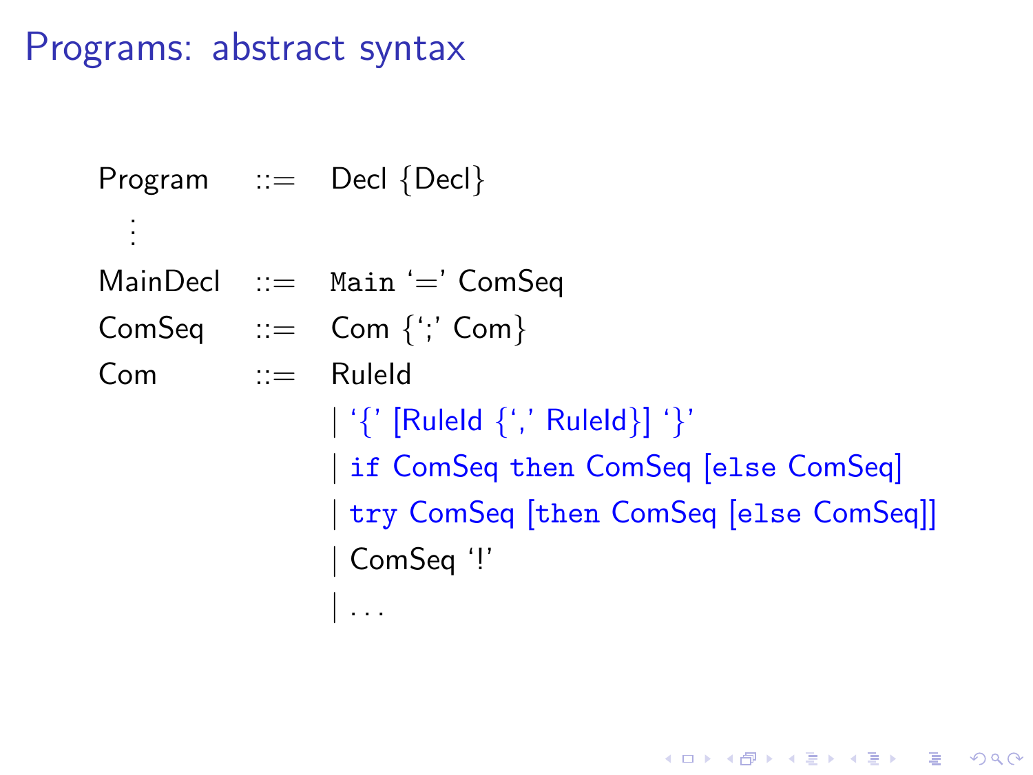# Programs: abstract syntax

```
Program   ::=  Decl {Decl}
   ⋮
MainDecl  ::=  Main '=' ComSeq
ComSeq    ::=  Com {';' Com}
Com       ::=  RuleId
             | '{' [RuleId {',' RuleId}] '}'
             | if ComSeq then ComSeq [else ComSeq]
             | try ComSeq [then ComSeq [else ComSeq]]
             | ComSeq '!'
             | ...
```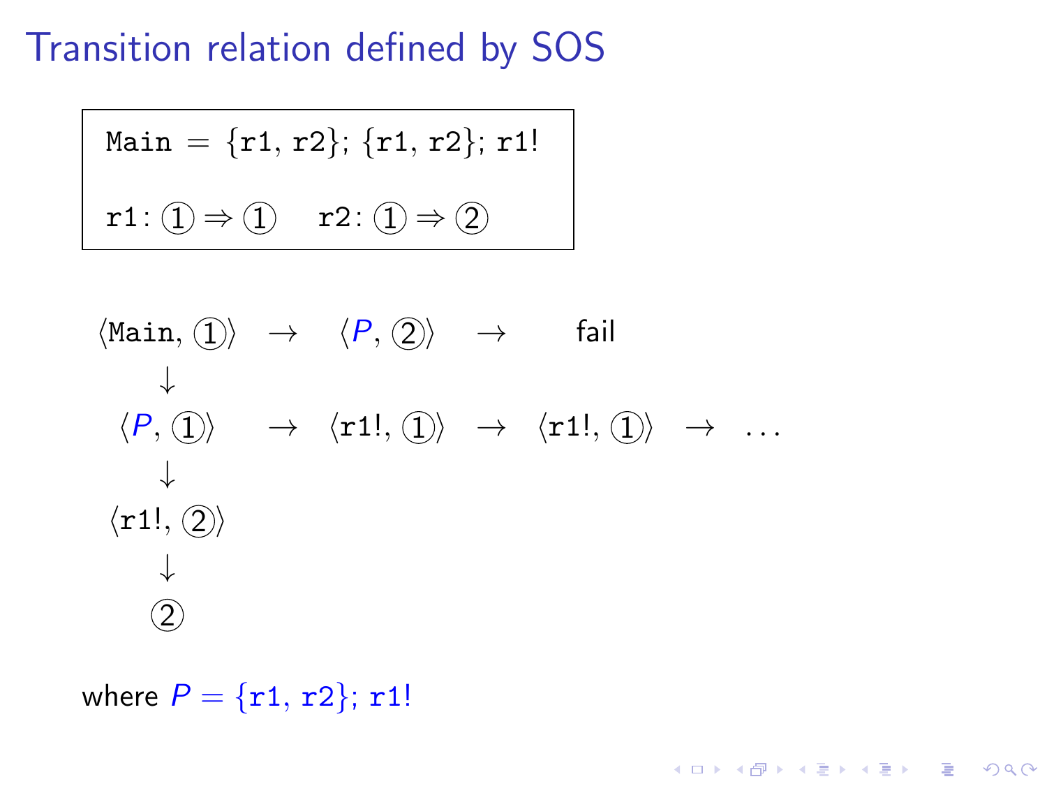# Transition relation defined by SOS

```
Main = {r1, r2}; {r1, r2}; r1!

r1: ① ⇒ ①    r2: ① ⇒ ②
```

$$
\begin{array}{ccccccc}
\langle \texttt{Main}, ① \rangle & \rightarrow & \langle P, ② \rangle & \rightarrow & \text{fail} & & \\
\downarrow & & & & & & \\
\langle P, ① \rangle & \rightarrow & \langle \texttt{r1!}, ① \rangle & \rightarrow & \langle \texttt{r1!}, ① \rangle & \rightarrow & \ldots \\
\downarrow & & & & & & \\
\langle \texttt{r1!}, ② \rangle & & & & & & \\
\downarrow & & & & & & \\
② & & & & & &
\end{array}
$$

where $P = \{\texttt{r1}, \texttt{r2}\}; \texttt{r1!}$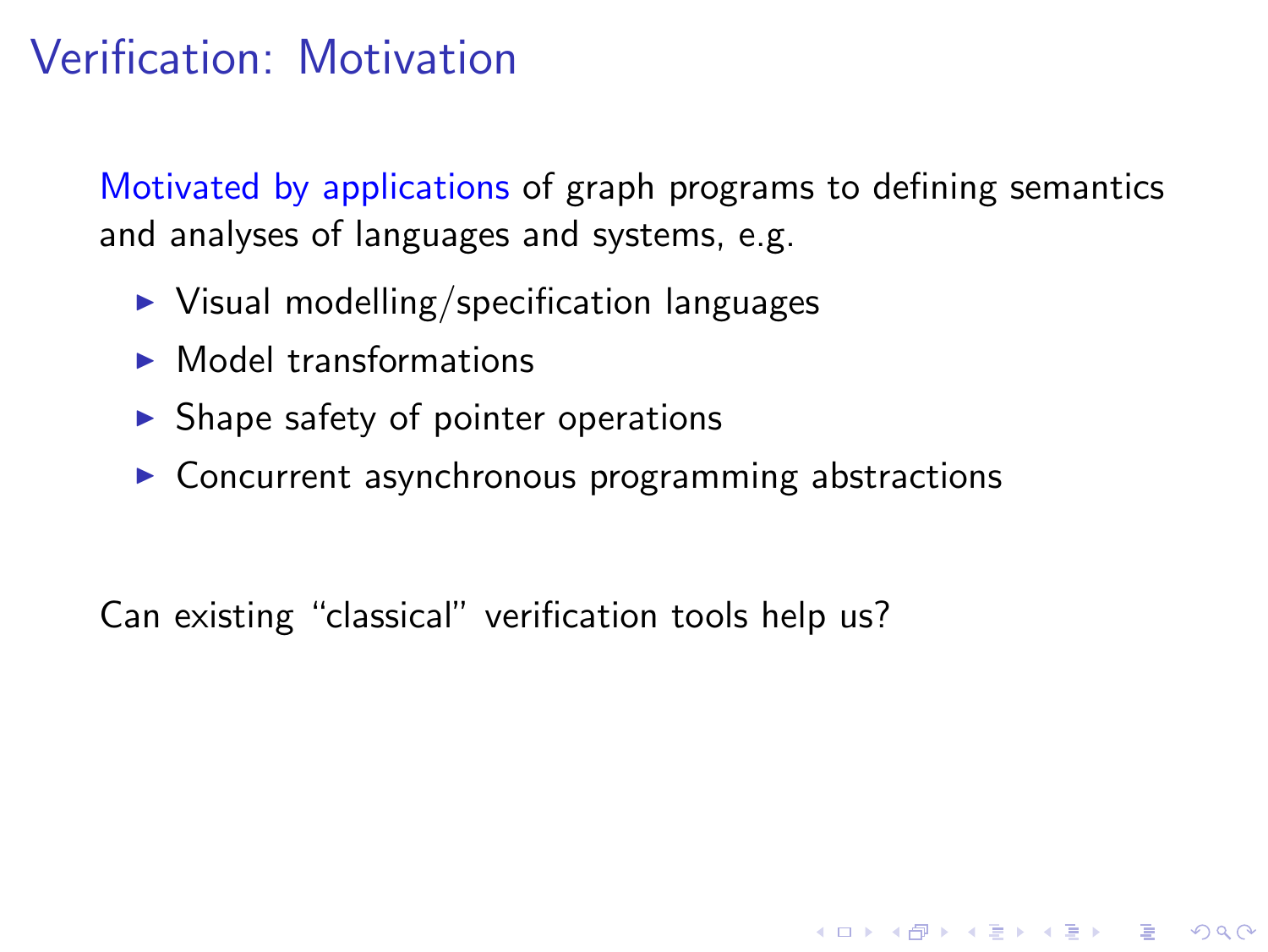# Verification: Motivation

Motivated by applications of graph programs to defining semantics and analyses of languages and systems, e.g.

- Visual modelling/specification languages
- Model transformations
- Shape safety of pointer operations
- Concurrent asynchronous programming abstractions

Can existing "classical" verification tools help us?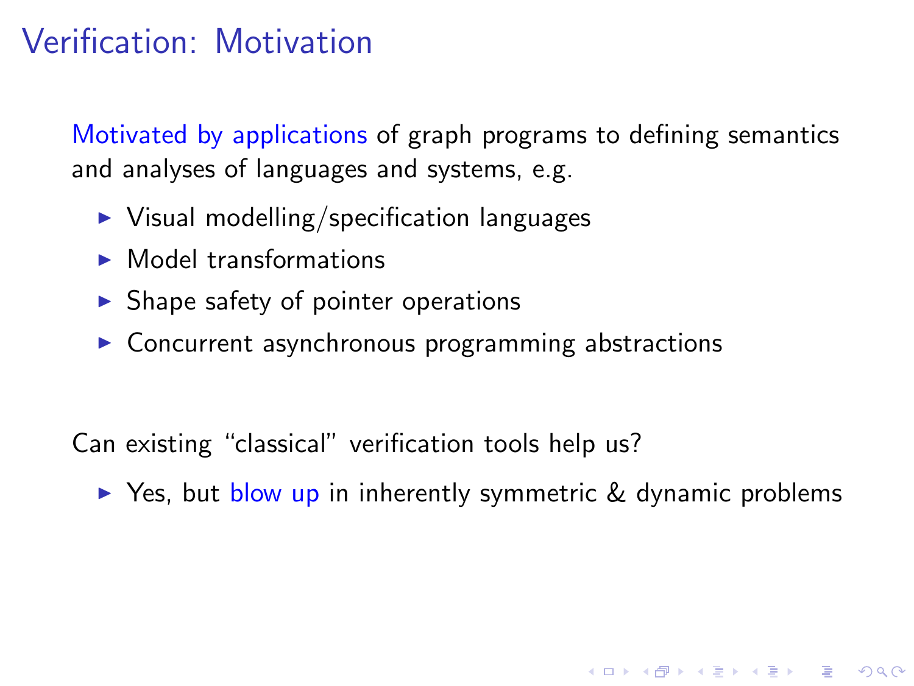# Verification: Motivation

Motivated by applications of graph programs to defining semantics and analyses of languages and systems, e.g.

- Visual modelling/specification languages
- Model transformations
- Shape safety of pointer operations
- Concurrent asynchronous programming abstractions

Can existing "classical" verification tools help us?

- Yes, but blow up in inherently symmetric & dynamic problems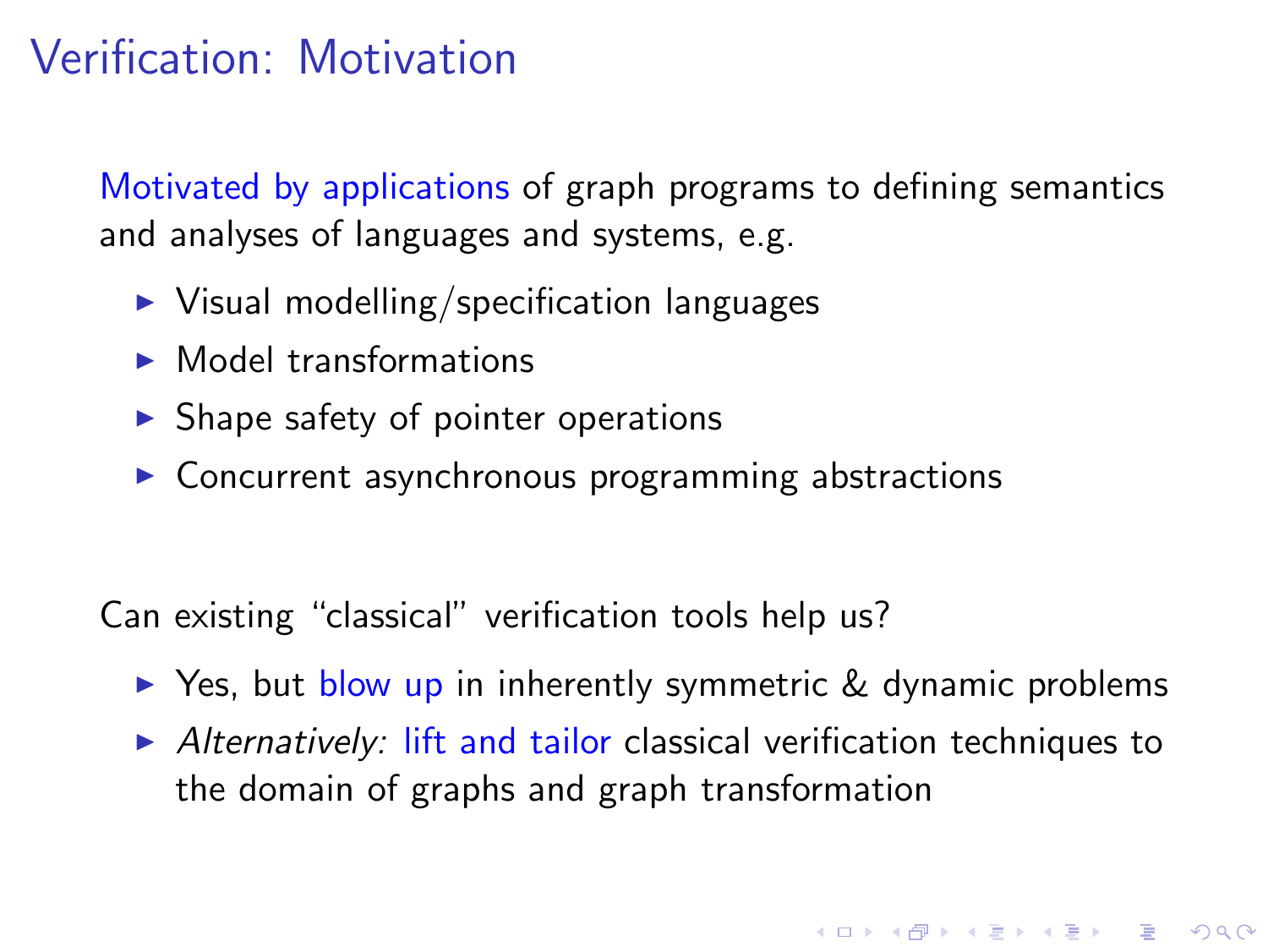# Verification: Motivation

Motivated by applications of graph programs to defining semantics and analyses of languages and systems, e.g.

- Visual modelling/specification languages
- Model transformations
- Shape safety of pointer operations
- Concurrent asynchronous programming abstractions

Can existing "classical" verification tools help us?

- Yes, but blow up in inherently symmetric & dynamic problems
- *Alternatively:* lift and tailor classical verification techniques to the domain of graphs and graph transformation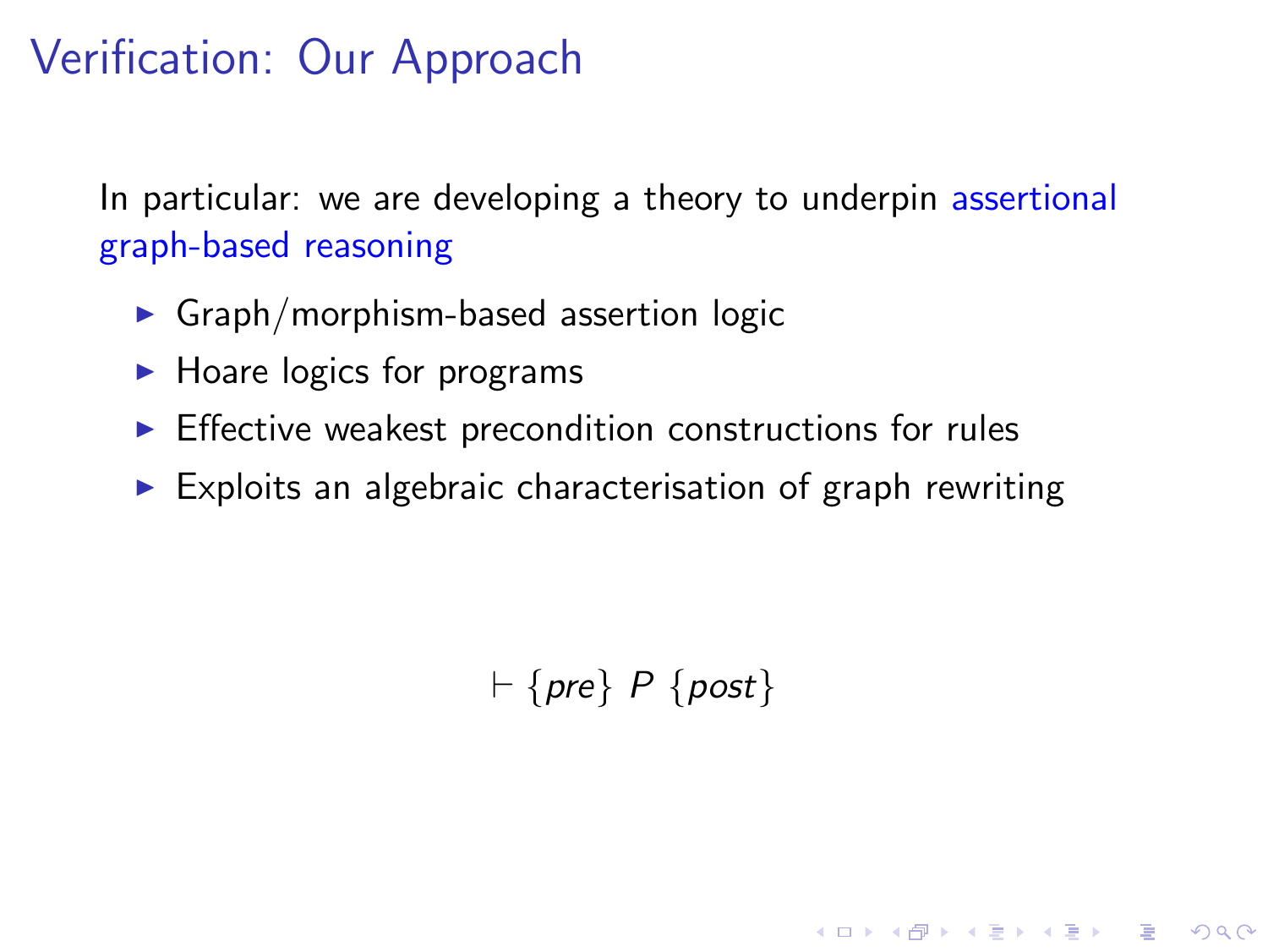# Verification: Our Approach

In particular: we are developing a theory to underpin assertional graph-based reasoning

- Graph/morphism-based assertion logic
- Hoare logics for programs
- Effective weakest precondition constructions for rules
- Exploits an algebraic characterisation of graph rewriting

$$\vdash \{pre\}\ P\ \{post\}$$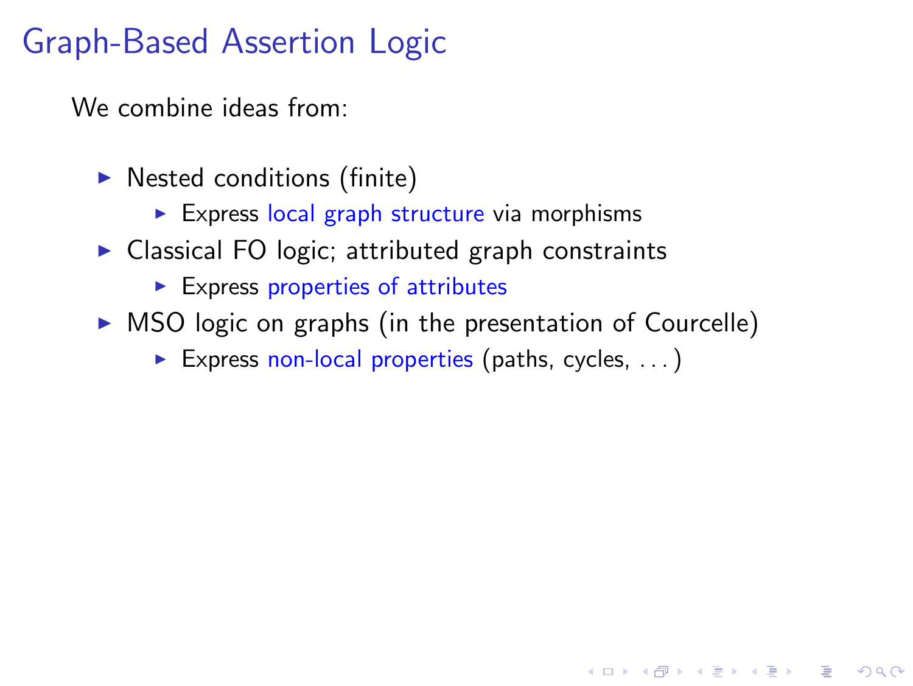# Graph-Based Assertion Logic

We combine ideas from:

- Nested conditions (finite)
  - Express local graph structure via morphisms
- Classical FO logic; attributed graph constraints
  - Express properties of attributes
- MSO logic on graphs (in the presentation of Courcelle)
  - Express non-local properties (paths, cycles, . . . )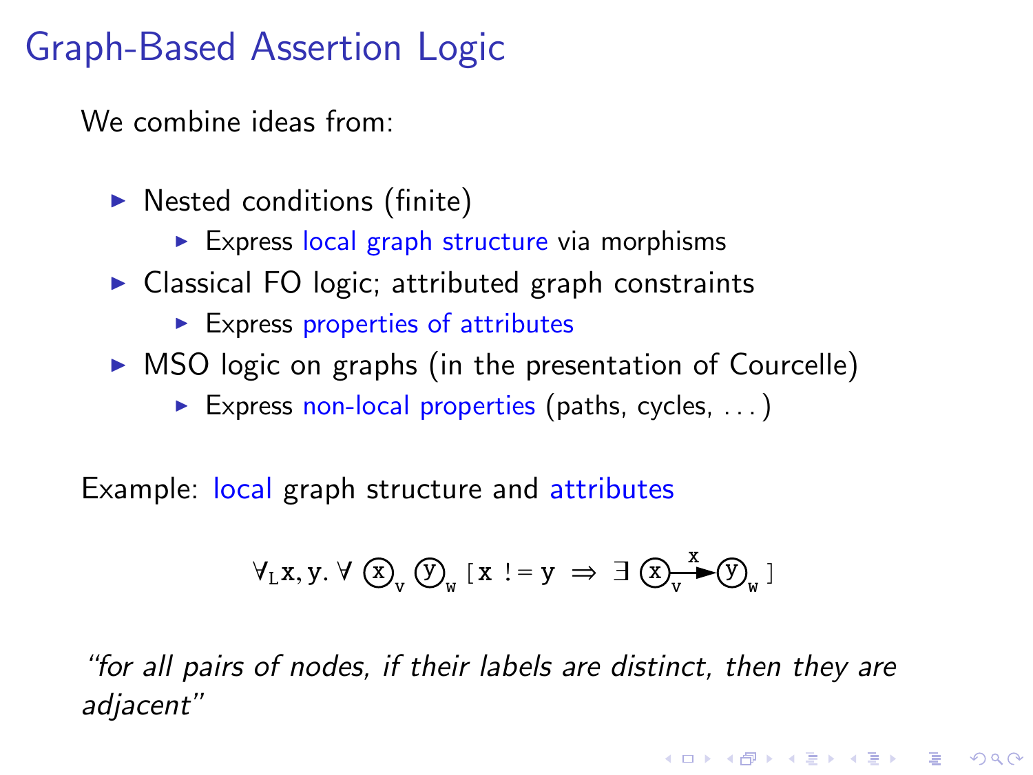# Graph-Based Assertion Logic

We combine ideas from:

- Nested conditions (finite)
  - Express local graph structure via morphisms
- Classical FO logic; attributed graph constraints
  - Express properties of attributes
- MSO logic on graphs (in the presentation of Courcelle)
  - Express non-local properties (paths, cycles, . . . )

Example: local graph structure and attributes

$$\forall_{\mathrm{L}} \mathtt{x}, \mathtt{y}.\ \forall\ (\mathtt{x})_{\mathtt{v}}\ (\mathtt{y})_{\mathtt{w}}\ [\, \mathtt{x}\ != \mathtt{y}\ \Rightarrow\ \exists\ (\mathtt{x})_{\mathtt{v}} \xrightarrow{\mathtt{x}} (\mathtt{y})_{\mathtt{w}}\, ]$$

*"for all pairs of nodes, if their labels are distinct, then they are adjacent"*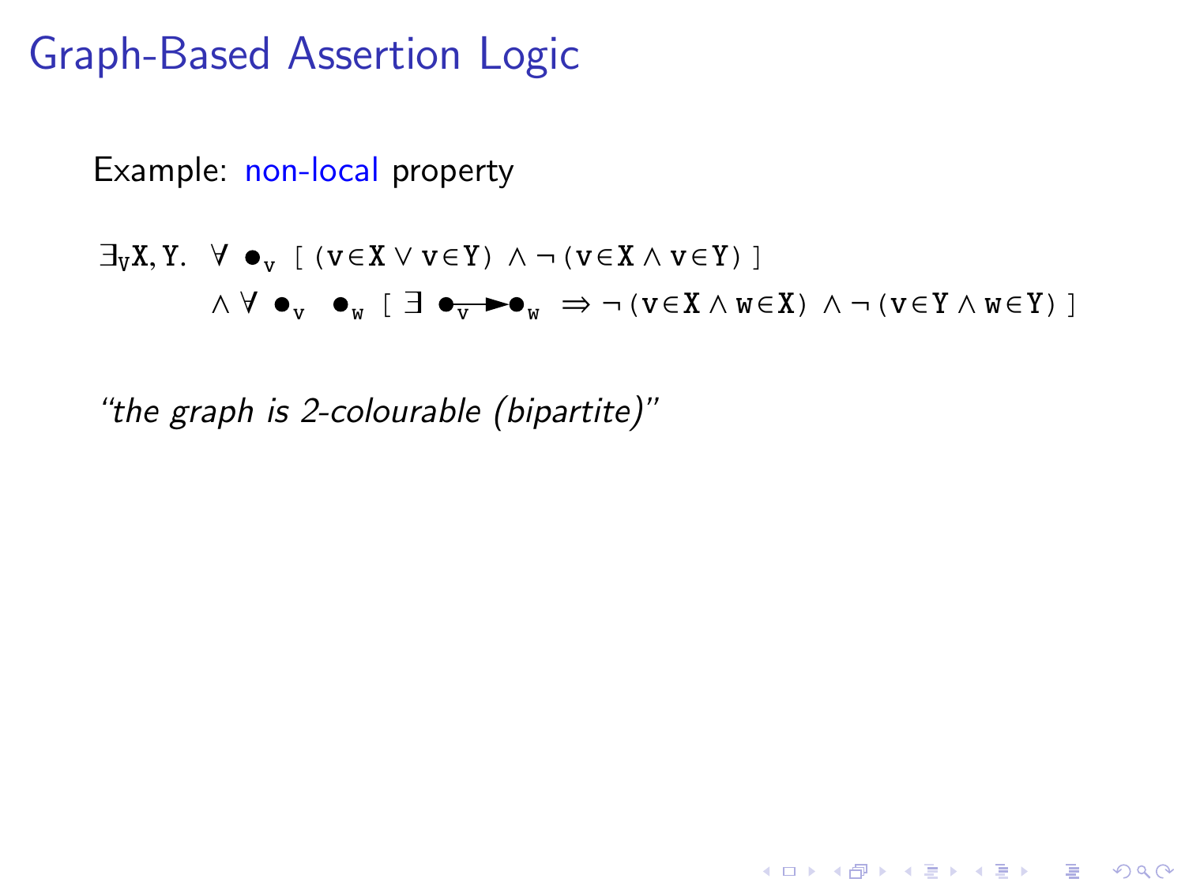# Graph-Based Assertion Logic

Example: non-local property

$$\exists_V \mathtt{X}, \mathtt{Y}.\ \forall \bullet_{\mathtt{v}}\ [\ (\mathtt{v} \in \mathtt{X} \vee \mathtt{v} \in \mathtt{Y})\ \wedge \neg\, (\mathtt{v} \in \mathtt{X} \wedge \mathtt{v} \in \mathtt{Y})\ ]$$

$$\wedge\ \forall \bullet_{\mathtt{v}}\ \ \bullet_{\mathtt{w}}\ [\ \exists\ \bullet_{\mathtt{v}} \!\!\longrightarrow\!\! \bullet_{\mathtt{w}}\ \Rightarrow \neg\, (\mathtt{v} \in \mathtt{X} \wedge \mathtt{w} \in \mathtt{X})\ \wedge \neg\, (\mathtt{v} \in \mathtt{Y} \wedge \mathtt{w} \in \mathtt{Y})\ ]$$

*"the graph is 2-colourable (bipartite)"*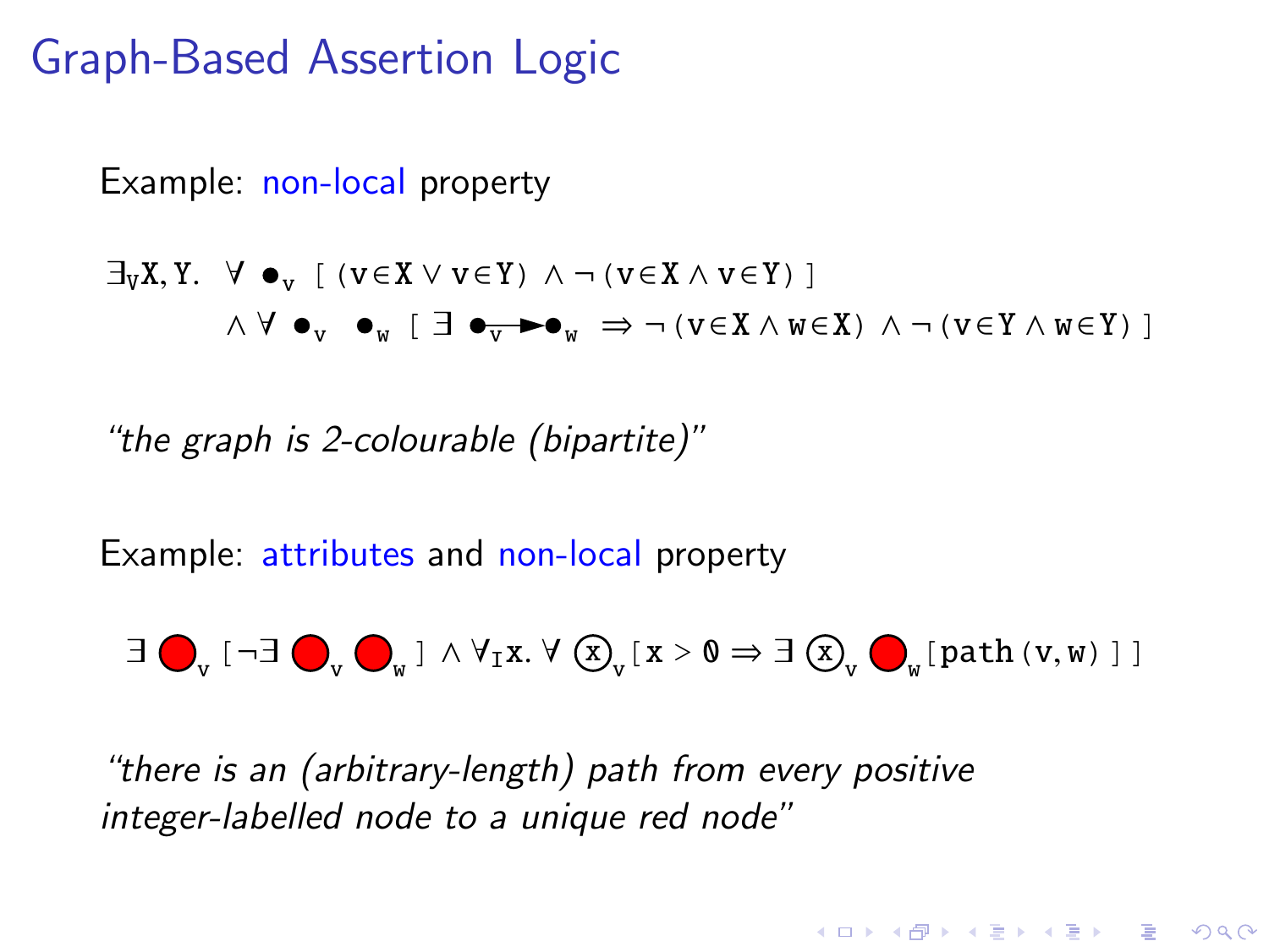# Graph-Based Assertion Logic

Example: non-local property

$$\exists_V X, Y.\ \forall \bullet_v\ [\ (v \in X \lor v \in Y)\ \land \neg (v \in X \land v \in Y)\ ]$$
$$\land\ \forall\ \bullet_v\ \ \bullet_w\ [\ \exists\ \bullet_v \!\longrightarrow\! \bullet_w\ \Rightarrow \neg (v \in X \land w \in X)\ \land \neg (v \in Y \land w \in Y)\ ]$$

*"the graph is 2-colourable (bipartite)"*

Example: attributes and non-local property

$$\exists\ {\color{red}\bullet}_v\ [\neg \exists\ {\color{red}\bullet}_v\ {\color{red}\bullet}_w\ ]\ \land \forall_I x.\ \forall\ ⓧ_v\ [\, x > 0 \Rightarrow \exists\ ⓧ_v\ {\color{red}\bullet}_w\ [\text{path}(v, w)\ ]\ ]$$

*"there is an (arbitrary-length) path from every positive integer-labelled node to a unique red node"*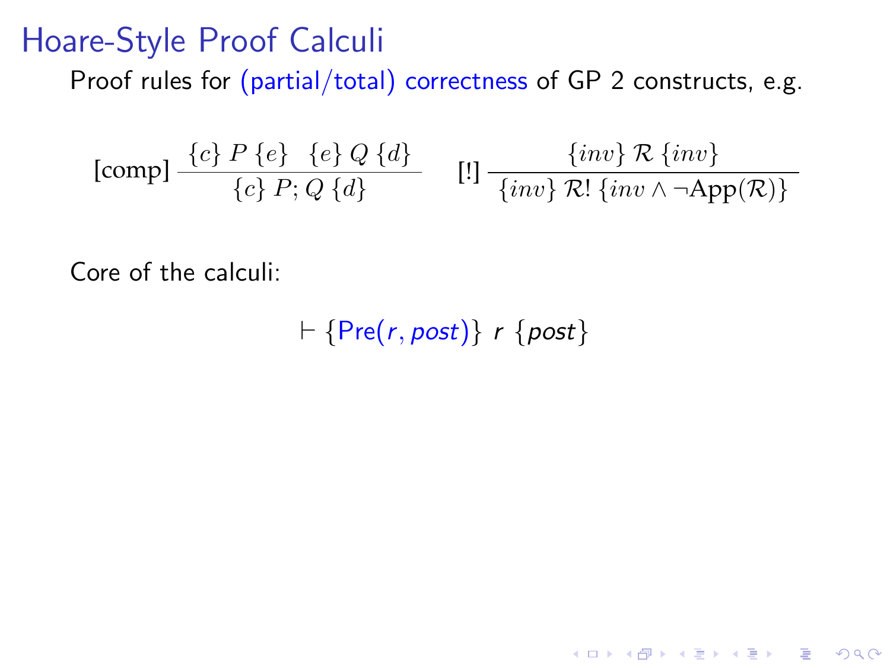# Hoare-Style Proof Calculi

Proof rules for (partial/total) correctness of GP 2 constructs, e.g.

$$[\text{comp}]\ \frac{\{c\}\ P\ \{e\} \quad \{e\}\ Q\ \{d\}}{\{c\}\ P; Q\ \{d\}} \qquad [!]\ \frac{\{inv\}\ \mathcal{R}\ \{inv\}}{\{inv\}\ \mathcal{R}!\ \{inv \wedge \neg \mathrm{App}(\mathcal{R})\}}$$

Core of the calculi:

$$\vdash \{\mathrm{Pre}(r, post)\}\ r\ \{post\}$$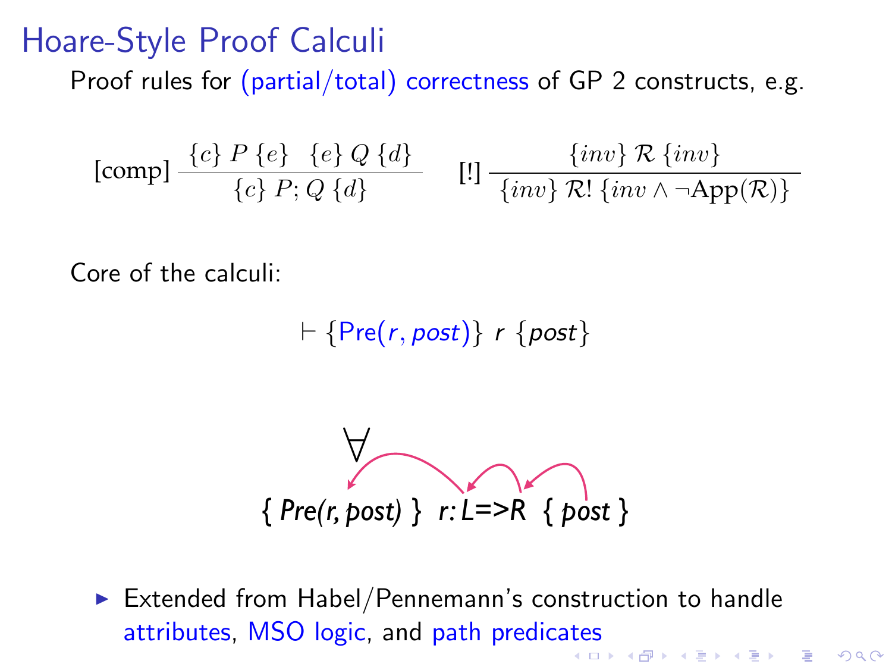# Hoare-Style Proof Calculi

Proof rules for (partial/total) correctness of GP 2 constructs, e.g.

$$[\text{comp}]\ \frac{\{c\}\ P\ \{e\} \quad \{e\}\ Q\ \{d\}}{\{c\}\ P; Q\ \{d\}} \qquad [!]\ \frac{\{inv\}\ \mathcal{R}\ \{inv\}}{\{inv\}\ \mathcal{R}!\ \{inv \wedge \neg \mathrm{App}(\mathcal{R})\}}$$

Core of the calculi:

$$\vdash \{\mathrm{Pre}(r, post)\}\ r\ \{post\}$$

$$\forall$$

$$\{\ Pre(r, post)\ \}\ \ r{:}\ L \Rightarrow R\ \ \{\ post\ \}$$

- Extended from Habel/Pennemann's construction to handle attributes, MSO logic, and path predicates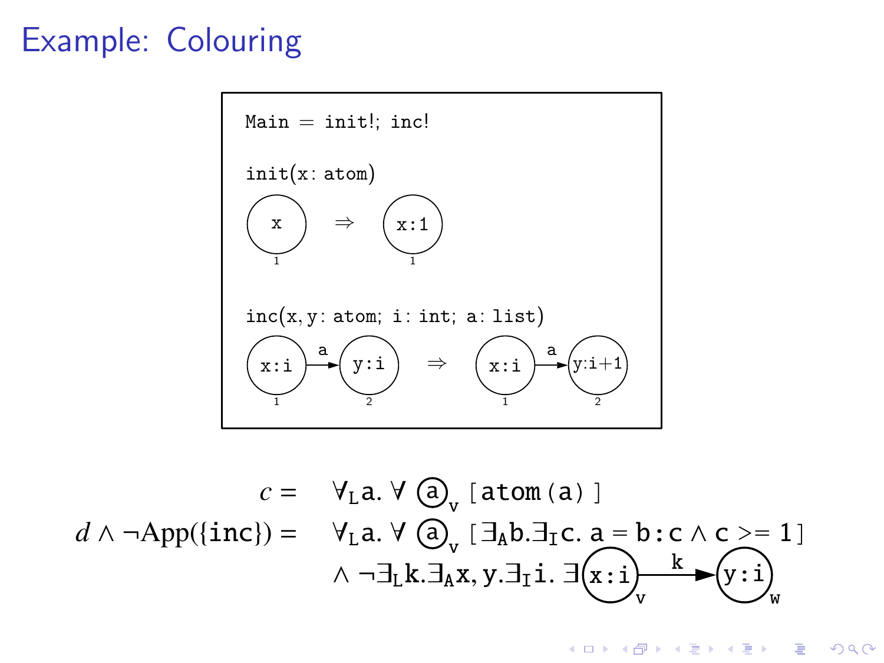# Example: Colouring

```
Main = init!; inc!

init(x: atom)
```

(x)₁ ⇒ (x:1)₁

```
inc(x, y: atom; i: int; a: list)
```

(x:i)₁ —a→ (y:i)₂ ⇒ (x:i)₁ —a→ (y:i+1)₂

$$c = \forall_{L} \mathtt{a}.\ \forall\ (\mathtt{a})_{\mathtt{v}}\ [\,\mathtt{atom(a)}\,]$$

$$d \wedge \neg \mathrm{App}(\{\mathtt{inc}\}) = \forall_{L} \mathtt{a}.\ \forall\ (\mathtt{a})_{\mathtt{v}}\ [\,\exists_{A} \mathtt{b}.\exists_{I} \mathtt{c}.\ \mathtt{a} = \mathtt{b:c} \wedge \mathtt{c} >= 1\,]$$

$$\wedge\ \neg \exists_{L} \mathtt{k}.\exists_{A} \mathtt{x}, \mathtt{y}.\exists_{I} \mathtt{i}.\ \exists\ (\mathtt{x:i})_{\mathtt{v}} \xrightarrow{\mathtt{k}} (\mathtt{y:i})_{\mathtt{w}}$$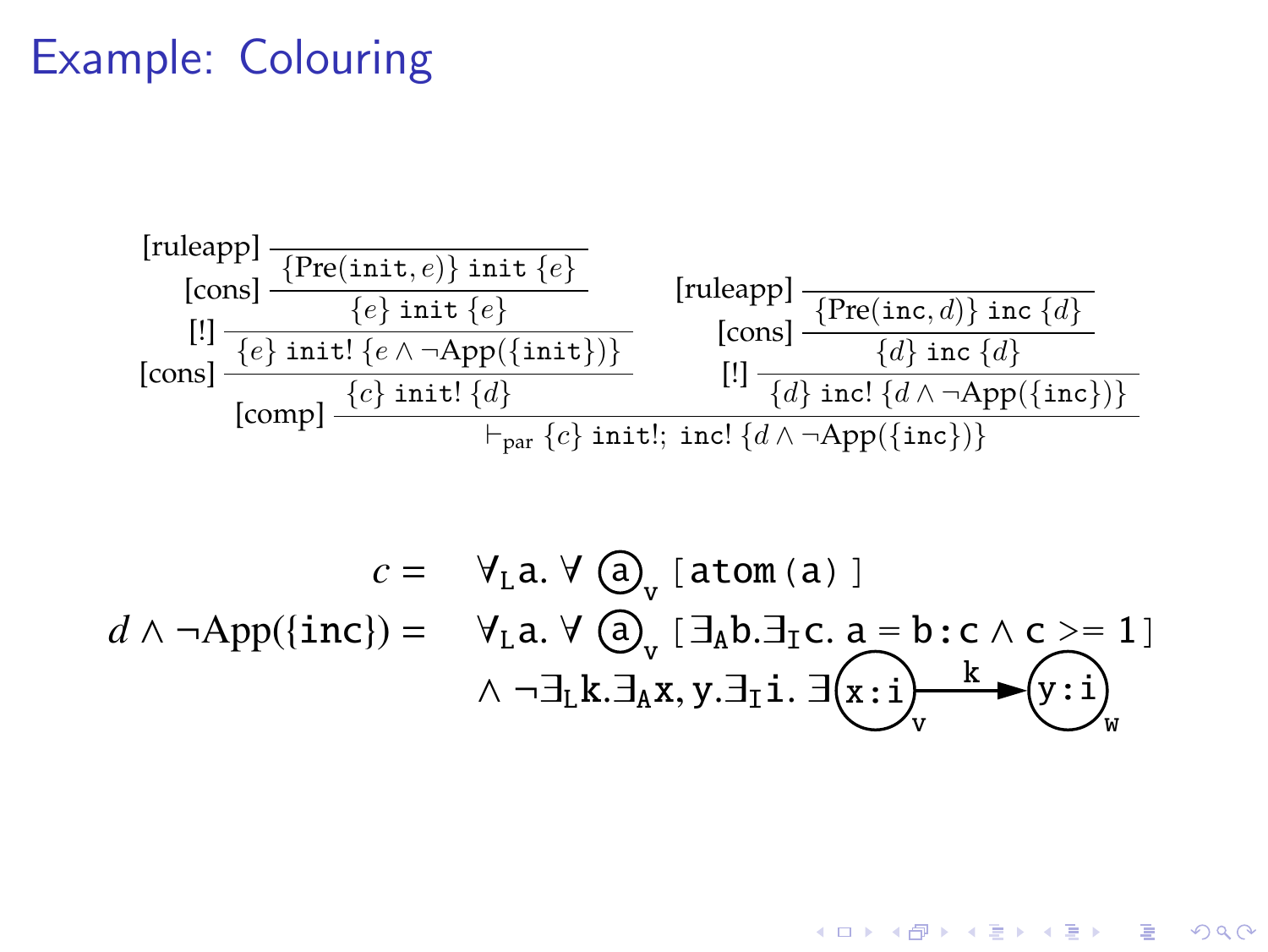# Example: Colouring

$$
\dfrac{\dfrac{\dfrac{\dfrac{}{\{\mathrm{Pre}(\texttt{init}, e)\}\ \texttt{init}\ \{e\}}\,[\text{ruleapp}]}{\{e\}\ \texttt{init}\ \{e\}}\,[\text{cons}]}{\{e\}\ \texttt{init!}\ \{e \wedge \neg\mathrm{App}(\{\texttt{init}\})\}}\,[!]}{\{c\}\ \texttt{init!}\ \{d\}}\,[\text{cons}]
\qquad
\dfrac{\dfrac{\dfrac{}{\{\mathrm{Pre}(\texttt{inc}, d)\}\ \texttt{inc}\ \{d\}}\,[\text{ruleapp}]}{\{d\}\ \texttt{inc}\ \{d\}}\,[\text{cons}]}{\{d\}\ \texttt{inc!}\ \{d \wedge \neg\mathrm{App}(\{\texttt{inc}\})\}}\,[!]
$$

$$
[\text{comp}]\ \dfrac{\{c\}\ \texttt{init!}\ \{d\} \qquad \{d\}\ \texttt{inc!}\ \{d \wedge \neg\mathrm{App}(\{\texttt{inc}\})\}}{\vdash_{\text{par}} \{c\}\ \texttt{init!};\ \texttt{inc!}\ \{d \wedge \neg\mathrm{App}(\{\texttt{inc}\})\}}
$$

$$c = \quad \forall_{\mathrm{L}}\mathtt{a}.\ \forall\ (\mathtt{a})_{\mathtt{v}}\ [\,\mathtt{atom(a)}\,]$$

$$d \wedge \neg\mathrm{App}(\{\texttt{inc}\}) = \quad \forall_{\mathrm{L}}\mathtt{a}.\ \forall\ (\mathtt{a})_{\mathtt{v}}\ [\,\exists_{\mathrm{A}}\mathtt{b}.\exists_{\mathrm{I}}\mathtt{c}.\ \mathtt{a} = \mathtt{b:c} \wedge \mathtt{c} >= 1\,]$$
$$\wedge\ \neg\exists_{\mathrm{L}}\mathtt{k}.\exists_{\mathrm{A}}\mathtt{x}, \mathtt{y}.\exists_{\mathrm{I}}\mathtt{i}.\ \exists\ (\mathtt{x:i})_{\mathtt{v}} \xrightarrow{\ \mathtt{k}\ } (\mathtt{y:i})_{\mathtt{w}}$$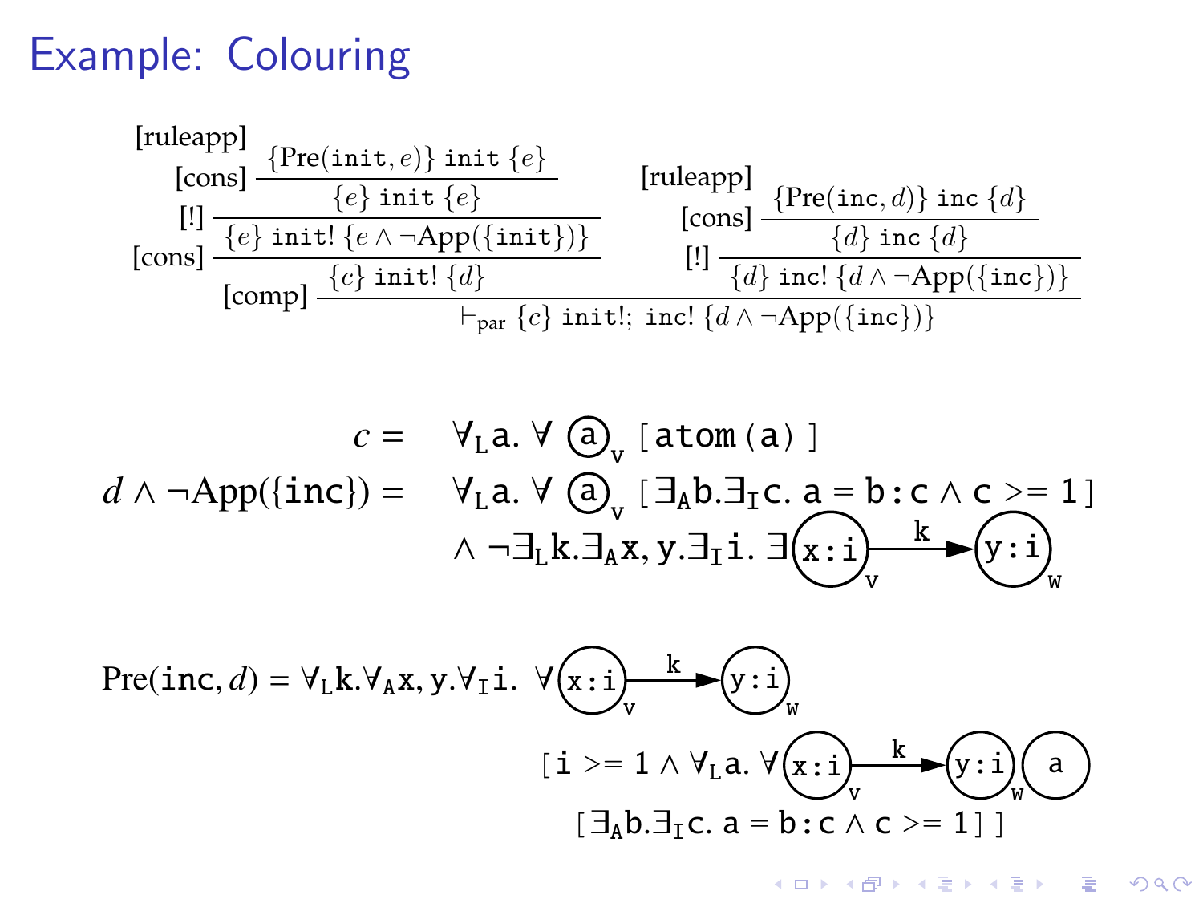# Example: Colouring

$$
\dfrac{
  \dfrac{
    \dfrac{
      \dfrac{}{\{\mathrm{Pre}(\texttt{init}, e)\}\ \texttt{init}\ \{e\}}\,[\text{ruleapp}]
    }{\{e\}\ \texttt{init}\ \{e\}}\,[\text{cons}]
  }{
    \dfrac{\{e\}\ \texttt{init!}\ \{e \wedge \neg\mathrm{App}(\{\texttt{init}\})\}}{\{c\}\ \texttt{init!}\ \{d\}}\,[\text{cons}]
  }\,[!]
  \qquad
  \dfrac{
    \dfrac{
      \dfrac{}{\{\mathrm{Pre}(\texttt{inc}, d)\}\ \texttt{inc}\ \{d\}}\,[\text{ruleapp}]
    }{\{d\}\ \texttt{inc}\ \{d\}}\,[\text{cons}]
  }{\{d\}\ \texttt{inc!}\ \{d \wedge \neg\mathrm{App}(\{\texttt{inc}\})\}}\,[!]
}{
  \vdash_{\text{par}} \{c\}\ \texttt{init!};\ \texttt{inc!}\ \{d \wedge \neg\mathrm{App}(\{\texttt{inc}\})\}
}\,[\text{comp}]
$$

$c = \quad \forall_{\mathrm{L}}\mathtt{a}.\ \forall\ (\mathtt{a})_{\mathtt{v}}\ [\,\mathtt{atom(a)}\,]$

$d \wedge \neg\mathrm{App}(\{\texttt{inc}\}) = \quad \forall_{\mathrm{L}}\mathtt{a}.\ \forall\ (\mathtt{a})_{\mathtt{v}}\ [\,\exists_{\mathrm{A}}\mathtt{b}.\exists_{\mathrm{I}}\mathtt{c}.\ \mathtt{a = b:c} \wedge \mathtt{c >= 1}\,]$
$\quad \wedge\ \neg\exists_{\mathrm{L}}\mathtt{k}.\exists_{\mathrm{A}}\mathtt{x,y}.\exists_{\mathrm{I}}\mathtt{i}.\ \exists\ (\mathtt{x:i})_{\mathtt{v}} \xrightarrow{\mathtt{k}} (\mathtt{y:i})_{\mathtt{w}}$

$\mathrm{Pre}(\texttt{inc}, d) = \forall_{\mathrm{L}}\mathtt{k}.\forall_{\mathrm{A}}\mathtt{x,y}.\forall_{\mathrm{I}}\mathtt{i}.\ \forall\ (\mathtt{x:i})_{\mathtt{v}} \xrightarrow{\mathtt{k}} (\mathtt{y:i})_{\mathtt{w}}$
$\quad [\,\mathtt{i >= 1} \wedge \forall_{\mathrm{L}}\mathtt{a}.\ \forall\ (\mathtt{x:i})_{\mathtt{v}} \xrightarrow{\mathtt{k}} (\mathtt{y:i})_{\mathtt{w}}\ (\mathtt{a})$
$\quad [\,\exists_{\mathrm{A}}\mathtt{b}.\exists_{\mathrm{I}}\mathtt{c}.\ \mathtt{a = b:c} \wedge \mathtt{c >= 1}\,]\,]$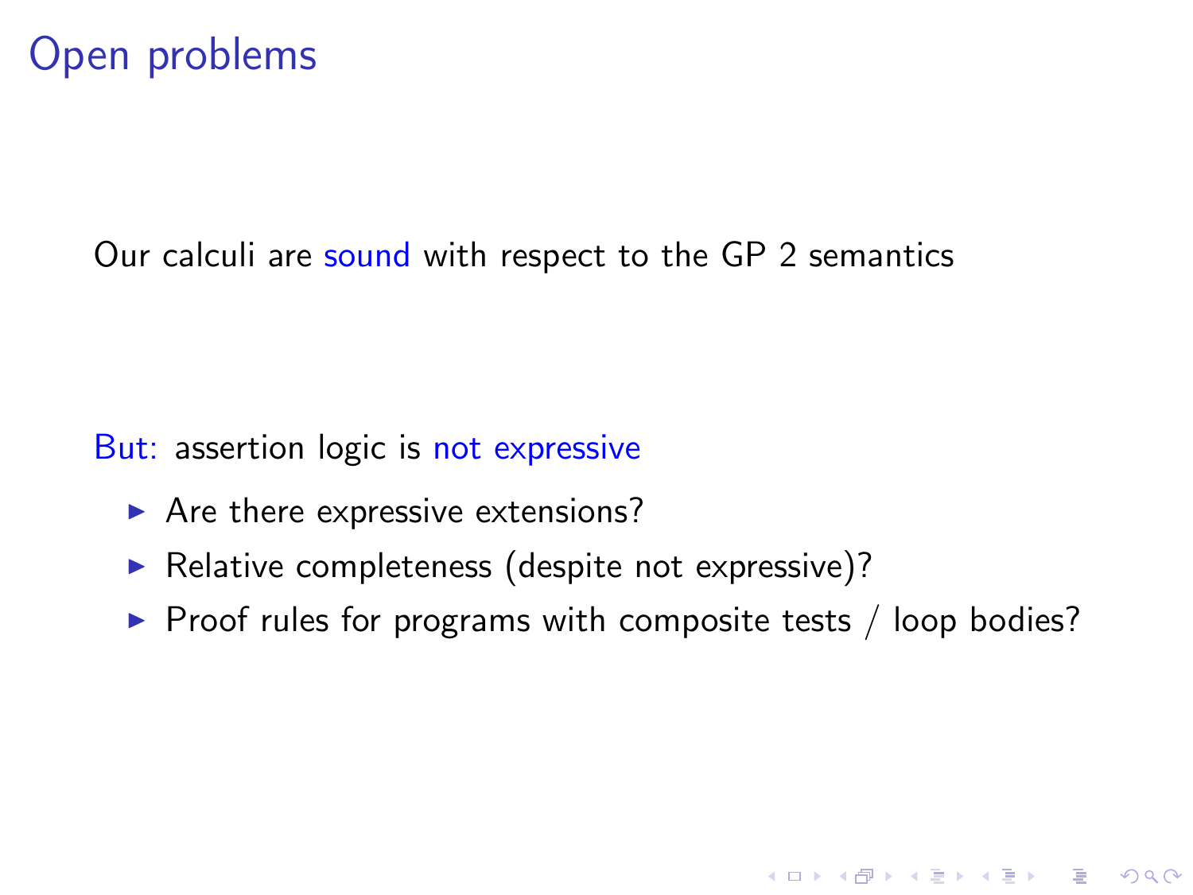# Open problems

Our calculi are sound with respect to the GP 2 semantics

But: assertion logic is not expressive

- Are there expressive extensions?
- Relative completeness (despite not expressive)?
- Proof rules for programs with composite tests / loop bodies?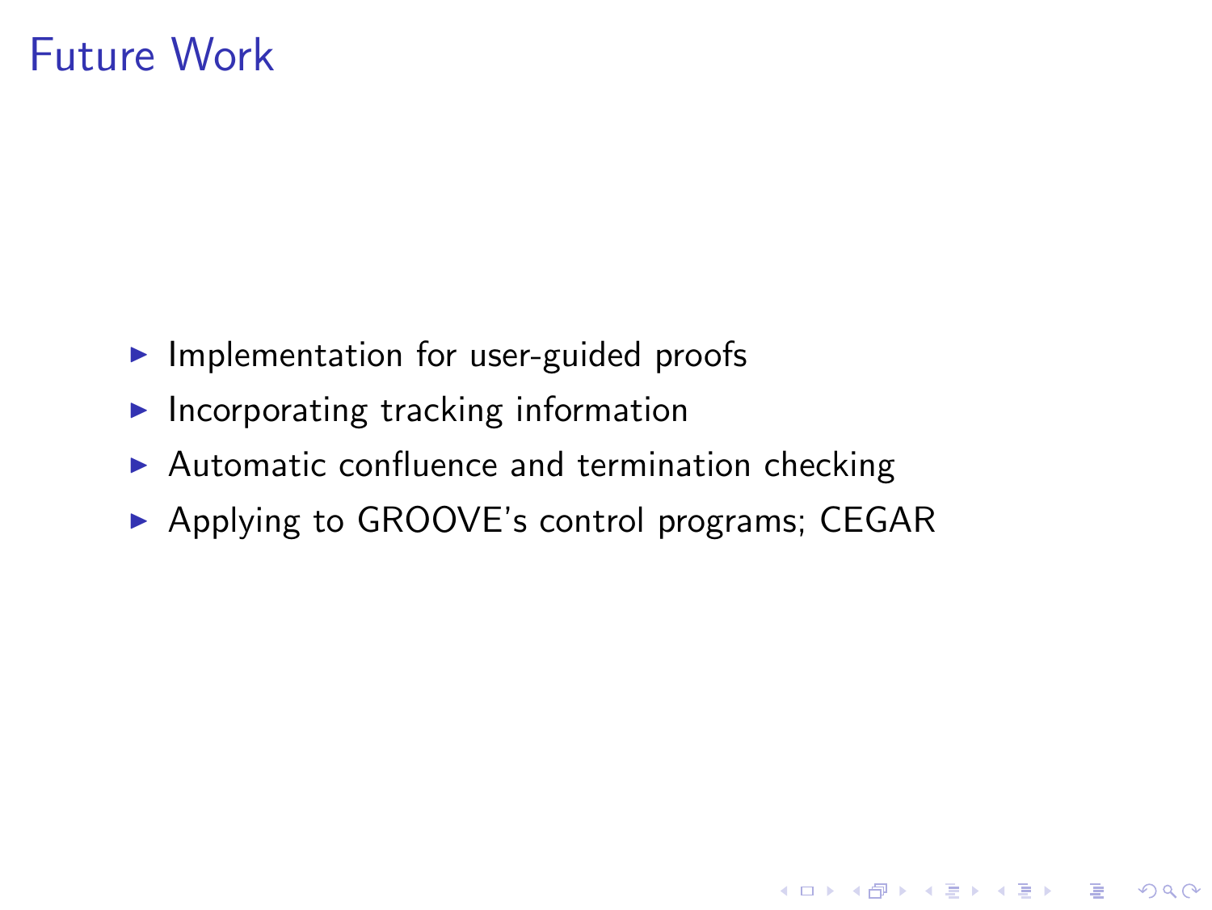# Future Work

- Implementation for user-guided proofs
- Incorporating tracking information
- Automatic confluence and termination checking
- Applying to GROOVE's control programs; CEGAR